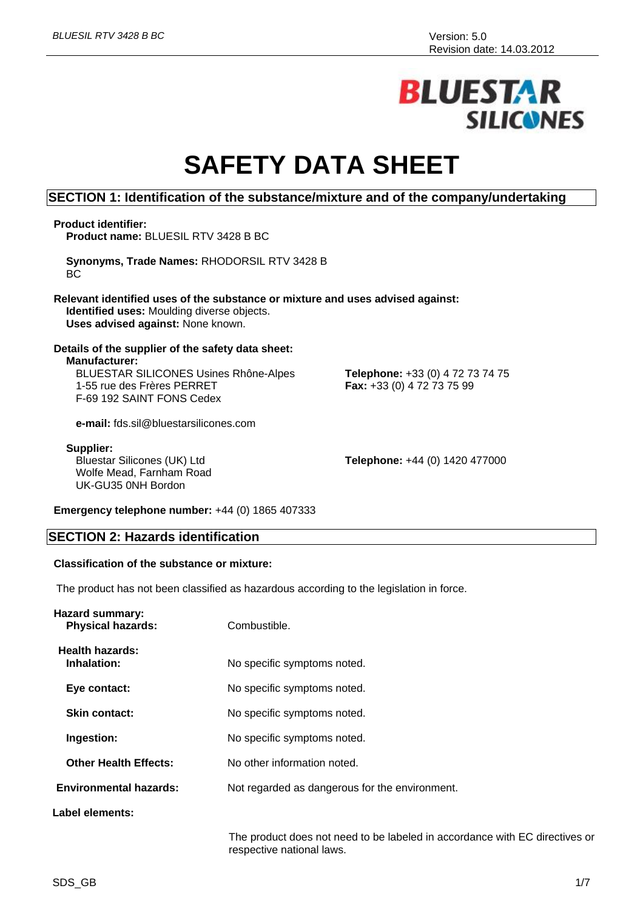# SAFETY DATA SHEET

## SECTION 1: Identification of the substance/mixture and of the company/undertaking

**Product identifier:**

**Product name:** BLUESIL RTV 3428 B BC

**Synonyms, Trade Names:** RHODORSIL RTV 3428 B BC

**Relevant identified uses of the substance or mixture and uses advised against:**

**Identified uses:** Moulding diverse objects.

**Uses advised against:** None known.

**Details of the supplier of the safety data sheet:**

**Manufacturer:**

BLUESTAR SILICONES Usines Rhône-Alpes
1-55 rue des Frères PERRET
F-69 192 SAINT FONS Cedex

**Telephone:** +33 (0) 4 72 73 74 75
**Fax:** +33 (0) 4 72 73 75 99

**e-mail:** fds.sil@bluestarsilicones.com

**Supplier:**

Bluestar Silicones (UK) Ltd
Wolfe Mead, Farnham Road
UK-GU35 0NH Bordon

**Telephone:** +44 (0) 1420 477000

**Emergency telephone number:** +44 (0) 1865 407333

## SECTION 2: Hazards identification

**Classification of the substance or mixture:**

The product has not been classified as hazardous according to the legislation in force.

**Hazard summary:**

**Physical hazards:** Combustible.

**Health hazards:**

**Inhalation:** No specific symptoms noted.

**Eye contact:** No specific symptoms noted.

**Skin contact:** No specific symptoms noted.

**Ingestion:** No specific symptoms noted.

**Other Health Effects:** No other information noted.

**Environmental hazards:** Not regarded as dangerous for the environment.

**Label elements:**

The product does not need to be labeled in accordance with EC directives or respective national laws.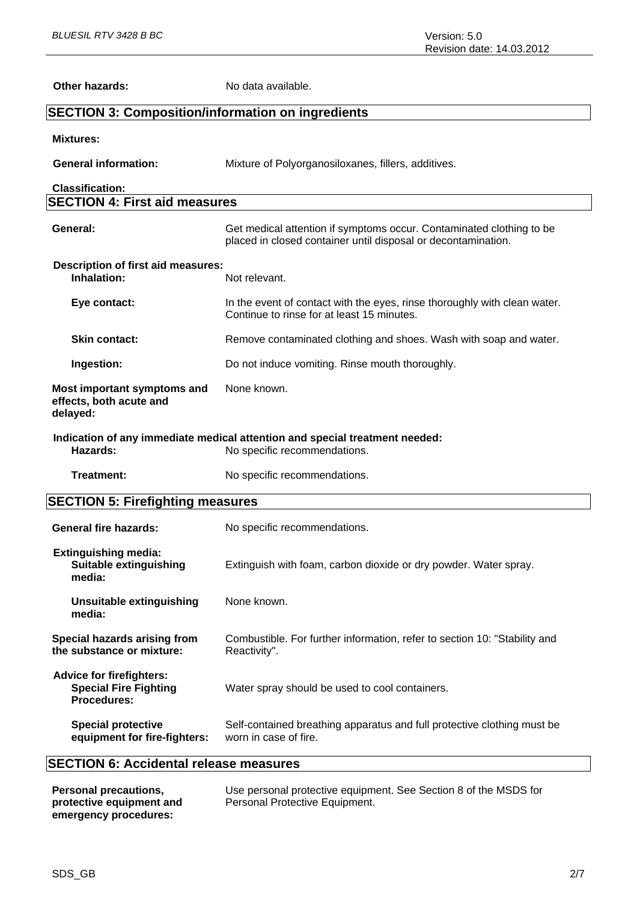**Other hazards:** No data available.

## SECTION 3: Composition/information on ingredients

**Mixtures:**

**General information:** Mixture of Polyorganosiloxanes, fillers, additives.

**Classification:**

## SECTION 4: First aid measures

**General:** Get medical attention if symptoms occur. Contaminated clothing to be placed in closed container until disposal or decontamination.

**Description of first aid measures:**

**Inhalation:** Not relevant.

**Eye contact:** In the event of contact with the eyes, rinse thoroughly with clean water. Continue to rinse for at least 15 minutes.

**Skin contact:** Remove contaminated clothing and shoes. Wash with soap and water.

**Ingestion:** Do not induce vomiting. Rinse mouth thoroughly.

**Most important symptoms and effects, both acute and delayed:** None known.

**Indication of any immediate medical attention and special treatment needed:**

**Hazards:** No specific recommendations.

**Treatment:** No specific recommendations.

## SECTION 5: Firefighting measures

**General fire hazards:** No specific recommendations.

**Extinguishing media:**

**Suitable extinguishing media:** Extinguish with foam, carbon dioxide or dry powder. Water spray.

**Unsuitable extinguishing media:** None known.

**Special hazards arising from the substance or mixture:** Combustible. For further information, refer to section 10: "Stability and Reactivity".

**Advice for firefighters:**

**Special Fire Fighting Procedures:** Water spray should be used to cool containers.

**Special protective equipment for fire-fighters:** Self-contained breathing apparatus and full protective clothing must be worn in case of fire.

## SECTION 6: Accidental release measures

**Personal precautions, protective equipment and emergency procedures:** Use personal protective equipment. See Section 8 of the MSDS for Personal Protective Equipment.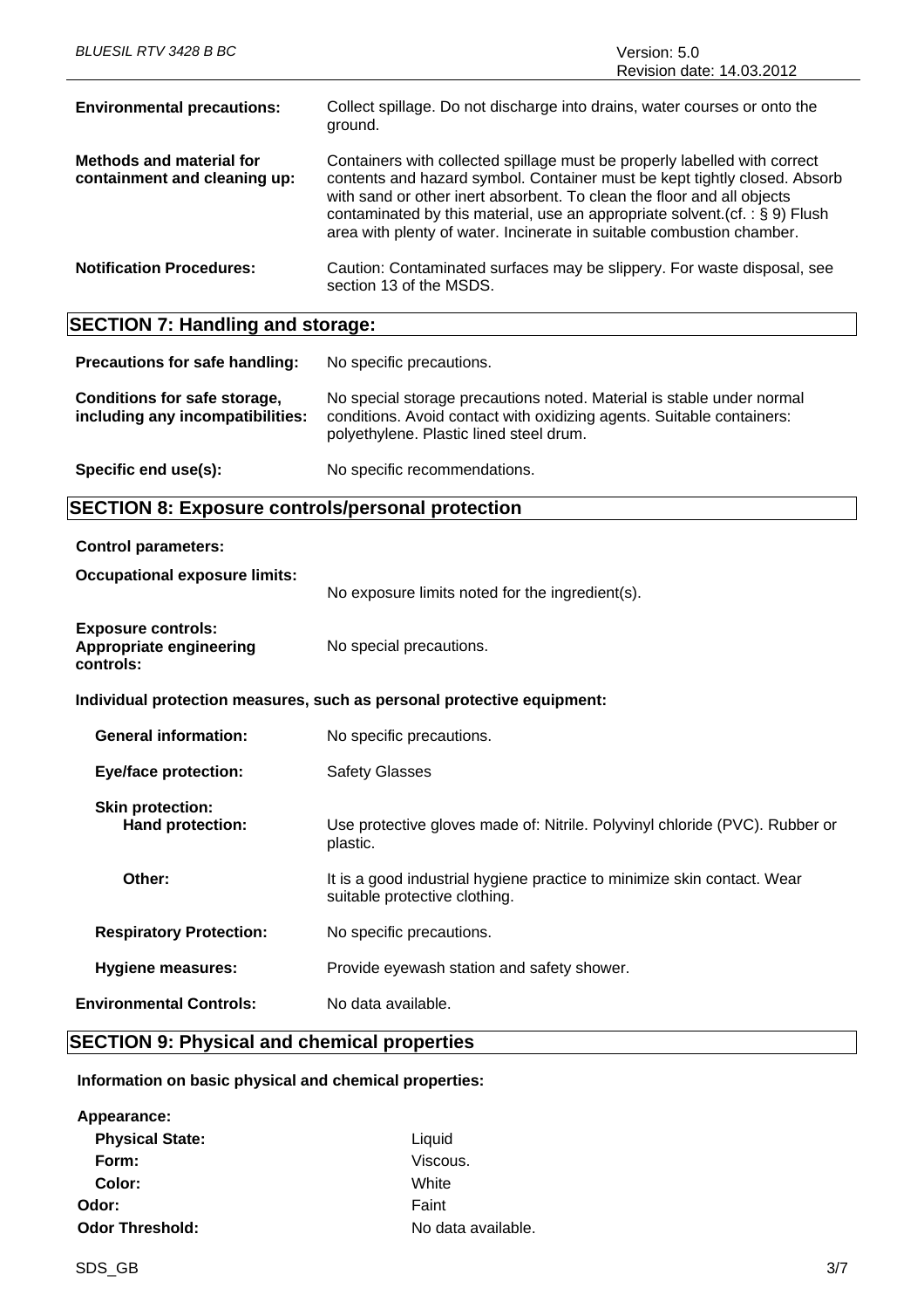**Environmental precautions:** Collect spillage. Do not discharge into drains, water courses or onto the ground.

**Methods and material for containment and cleaning up:** Containers with collected spillage must be properly labelled with correct contents and hazard symbol. Container must be kept tightly closed. Absorb with sand or other inert absorbent. To clean the floor and all objects contaminated by this material, use an appropriate solvent.(cf. : § 9) Flush area with plenty of water. Incinerate in suitable combustion chamber.

**Notification Procedures:** Caution: Contaminated surfaces may be slippery. For waste disposal, see section 13 of the MSDS.

## SECTION 7: Handling and storage:

**Precautions for safe handling:** No specific precautions.

**Conditions for safe storage, including any incompatibilities:** No special storage precautions noted. Material is stable under normal conditions. Avoid contact with oxidizing agents. Suitable containers: polyethylene. Plastic lined steel drum.

**Specific end use(s):** No specific recommendations.

## SECTION 8: Exposure controls/personal protection

**Control parameters:**

**Occupational exposure limits:** No exposure limits noted for the ingredient(s).

**Exposure controls: Appropriate engineering controls:** No special precautions.

**Individual protection measures, such as personal protective equipment:**

**General information:** No specific precautions.

**Eye/face protection:** Safety Glasses

**Skin protection:**

**Hand protection:** Use protective gloves made of: Nitrile. Polyvinyl chloride (PVC). Rubber or plastic.

**Other:** It is a good industrial hygiene practice to minimize skin contact. Wear suitable protective clothing.

**Respiratory Protection:** No specific precautions.

**Hygiene measures:** Provide eyewash station and safety shower.

**Environmental Controls:** No data available.

## SECTION 9: Physical and chemical properties

**Information on basic physical and chemical properties:**

**Appearance:**

**Physical State:** Liquid

**Form:** Viscous.

**Color:** White

**Odor:** Faint

**Odor Threshold:** No data available.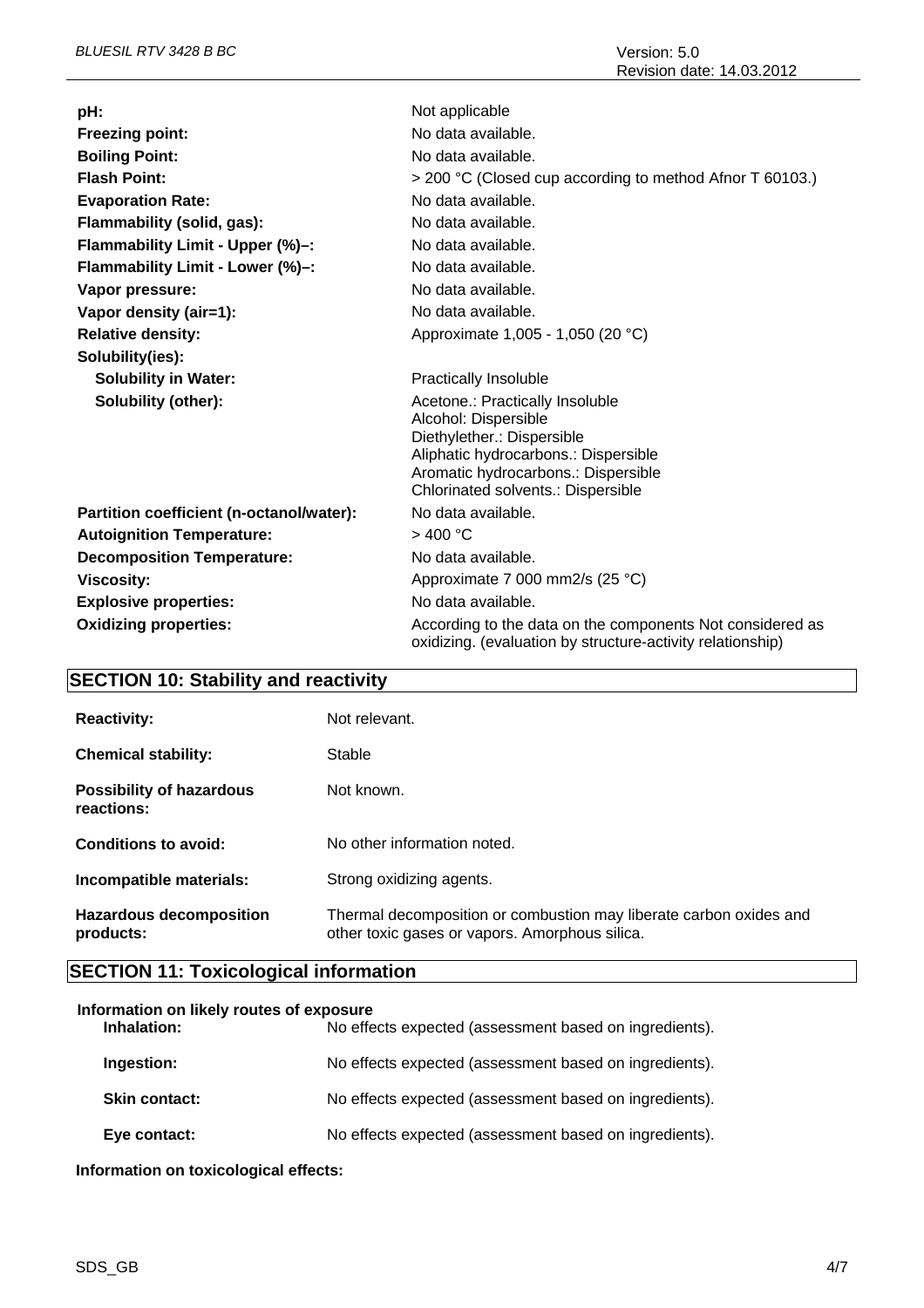| | |
|---|---|
| **pH:** | Not applicable |
| **Freezing point:** | No data available. |
| **Boiling Point:** | No data available. |
| **Flash Point:** | > 200 °C (Closed cup according to method Afnor T 60103.) |
| **Evaporation Rate:** | No data available. |
| **Flammability (solid, gas):** | No data available. |
| **Flammability Limit - Upper (%)–:** | No data available. |
| **Flammability Limit - Lower (%)–:** | No data available. |
| **Vapor pressure:** | No data available. |
| **Vapor density (air=1):** | No data available. |
| **Relative density:** | Approximate 1,005 - 1,050 (20 °C) |
| **Solubility(ies):** | |
| **Solubility in Water:** | Practically Insoluble |
| **Solubility (other):** | Acetone.: Practically Insoluble<br>Alcohol: Dispersible<br>Diethylether.: Dispersible<br>Aliphatic hydrocarbons.: Dispersible<br>Aromatic hydrocarbons.: Dispersible<br>Chlorinated solvents.: Dispersible |
| **Partition coefficient (n-octanol/water):** | No data available. |
| **Autoignition Temperature:** | > 400 °C |
| **Decomposition Temperature:** | No data available. |
| **Viscosity:** | Approximate 7 000 mm2/s (25 °C) |
| **Explosive properties:** | No data available. |
| **Oxidizing properties:** | According to the data on the components Not considered as oxidizing. (evaluation by structure-activity relationship) |

## SECTION 10: Stability and reactivity

| | |
|---|---|
| **Reactivity:** | Not relevant. |
| **Chemical stability:** | Stable |
| **Possibility of hazardous reactions:** | Not known. |
| **Conditions to avoid:** | No other information noted. |
| **Incompatible materials:** | Strong oxidizing agents. |
| **Hazardous decomposition products:** | Thermal decomposition or combustion may liberate carbon oxides and other toxic gases or vapors. Amorphous silica. |

## SECTION 11: Toxicological information

**Information on likely routes of exposure**

| | |
|---|---|
| **Inhalation:** | No effects expected (assessment based on ingredients). |
| **Ingestion:** | No effects expected (assessment based on ingredients). |
| **Skin contact:** | No effects expected (assessment based on ingredients). |
| **Eye contact:** | No effects expected (assessment based on ingredients). |

**Information on toxicological effects:**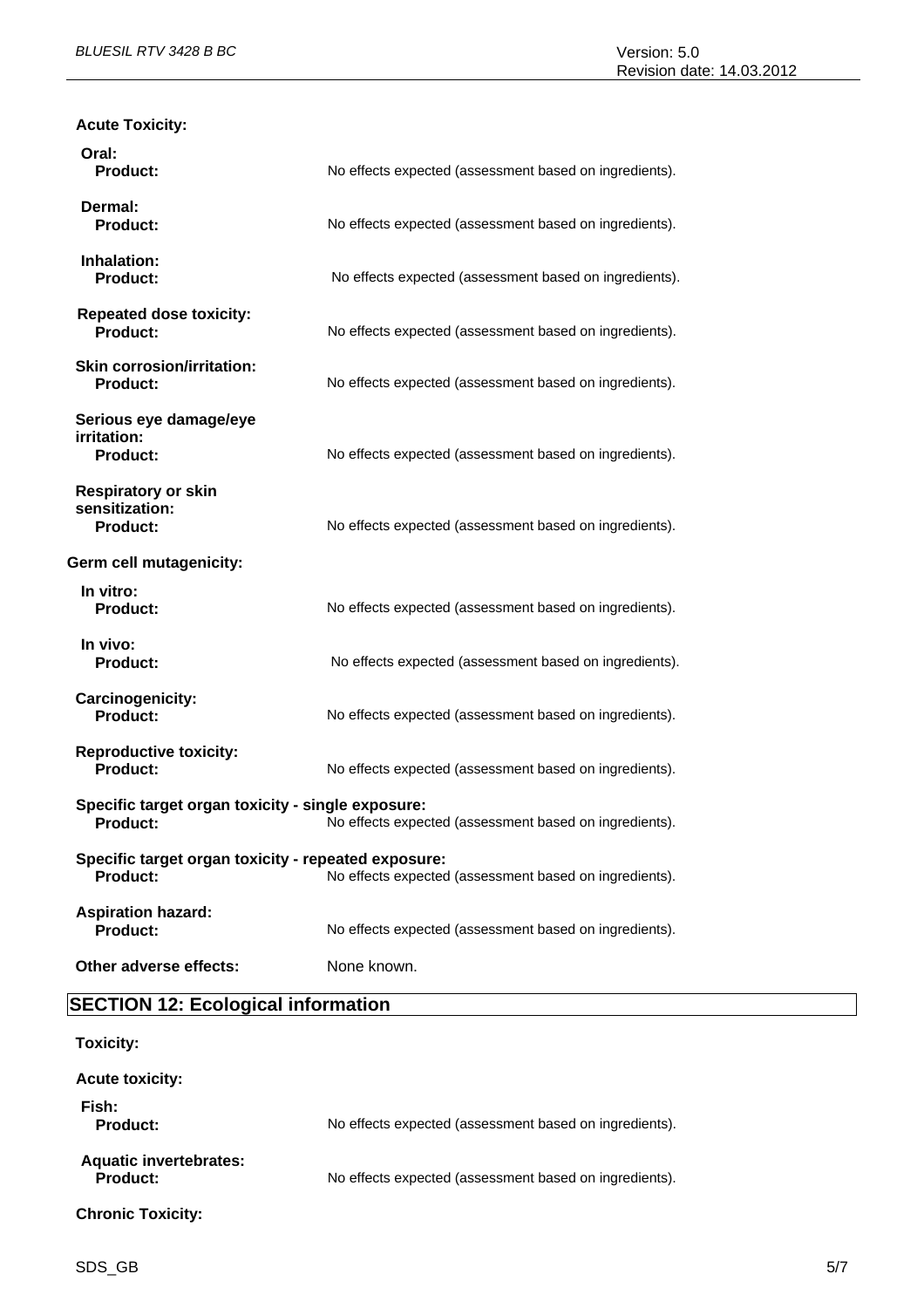**Acute Toxicity:**

**Oral:**

**Product:** No effects expected (assessment based on ingredients).

**Dermal:**

**Product:** No effects expected (assessment based on ingredients).

**Inhalation:**

**Product:** No effects expected (assessment based on ingredients).

**Repeated dose toxicity:**

**Product:** No effects expected (assessment based on ingredients).

**Skin corrosion/irritation:**

**Product:** No effects expected (assessment based on ingredients).

**Serious eye damage/eye irritation:**

**Product:** No effects expected (assessment based on ingredients).

**Respiratory or skin sensitization:**

**Product:** No effects expected (assessment based on ingredients).

**Germ cell mutagenicity:**

**In vitro:**

**Product:** No effects expected (assessment based on ingredients).

**In vivo:**

**Product:** No effects expected (assessment based on ingredients).

**Carcinogenicity:**

**Product:** No effects expected (assessment based on ingredients).

**Reproductive toxicity:**

**Product:** No effects expected (assessment based on ingredients).

**Specific target organ toxicity - single exposure:**

**Product:** No effects expected (assessment based on ingredients).

**Specific target organ toxicity - repeated exposure:**

**Product:** No effects expected (assessment based on ingredients).

**Aspiration hazard:**

**Product:** No effects expected (assessment based on ingredients).

**Other adverse effects:** None known.

## SECTION 12: Ecological information

**Toxicity:**

**Acute toxicity:**

**Fish:**

**Product:** No effects expected (assessment based on ingredients).

**Aquatic invertebrates:**

**Product:** No effects expected (assessment based on ingredients).

**Chronic Toxicity:**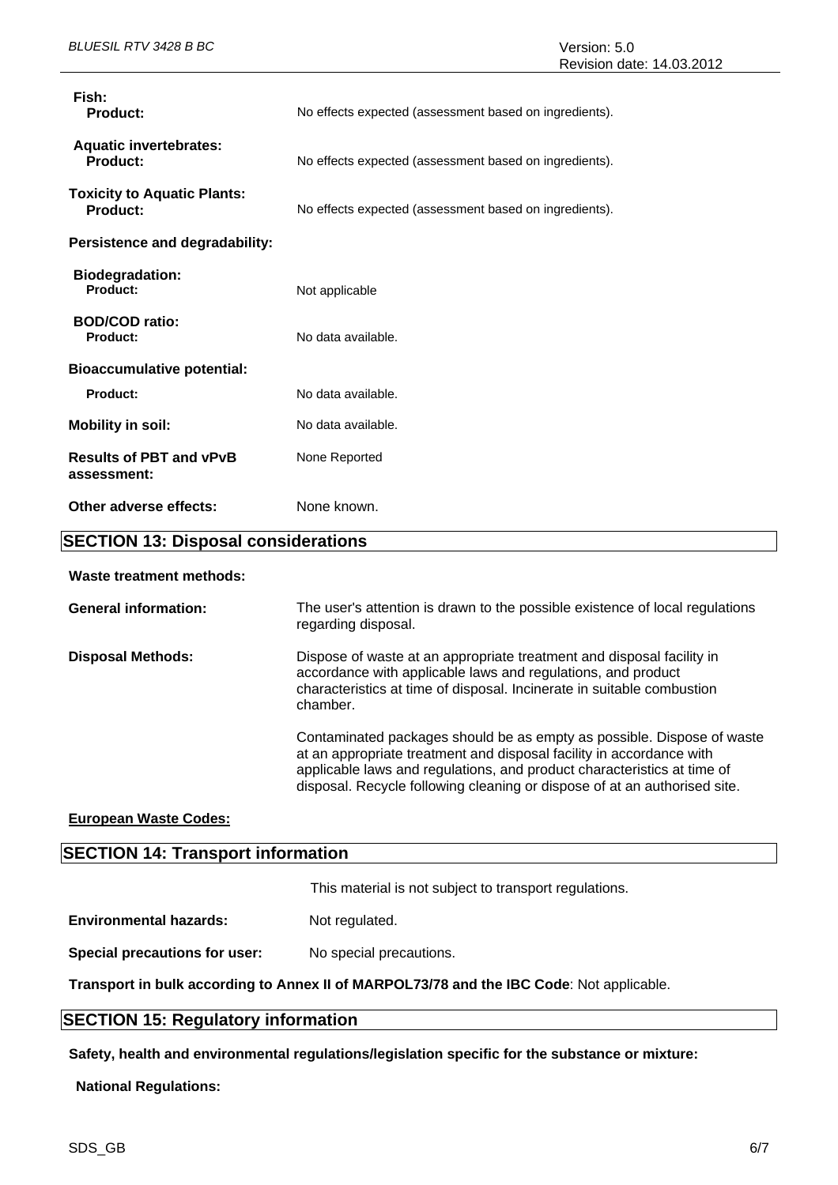**Fish:**
**Product:** No effects expected (assessment based on ingredients).

**Aquatic invertebrates:**
**Product:** No effects expected (assessment based on ingredients).

**Toxicity to Aquatic Plants:**
**Product:** No effects expected (assessment based on ingredients).

**Persistence and degradability:**

**Biodegradation:**
**Product:** Not applicable

**BOD/COD ratio:**
**Product:** No data available.

**Bioaccumulative potential:**

**Product:** No data available.

**Mobility in soil:** No data available.

**Results of PBT and vPvB assessment:** None Reported

**Other adverse effects:** None known.

## SECTION 13: Disposal considerations

**Waste treatment methods:**

**General information:** The user's attention is drawn to the possible existence of local regulations regarding disposal.

**Disposal Methods:** Dispose of waste at an appropriate treatment and disposal facility in accordance with applicable laws and regulations, and product characteristics at time of disposal. Incinerate in suitable combustion chamber.

Contaminated packages should be as empty as possible. Dispose of waste at an appropriate treatment and disposal facility in accordance with applicable laws and regulations, and product characteristics at time of disposal. Recycle following cleaning or dispose of at an authorised site.

**European Waste Codes:**

## SECTION 14: Transport information

This material is not subject to transport regulations.

**Environmental hazards:** Not regulated.

**Special precautions for user:** No special precautions.

**Transport in bulk according to Annex II of MARPOL73/78 and the IBC Code**: Not applicable.

## SECTION 15: Regulatory information

**Safety, health and environmental regulations/legislation specific for the substance or mixture:**

**National Regulations:**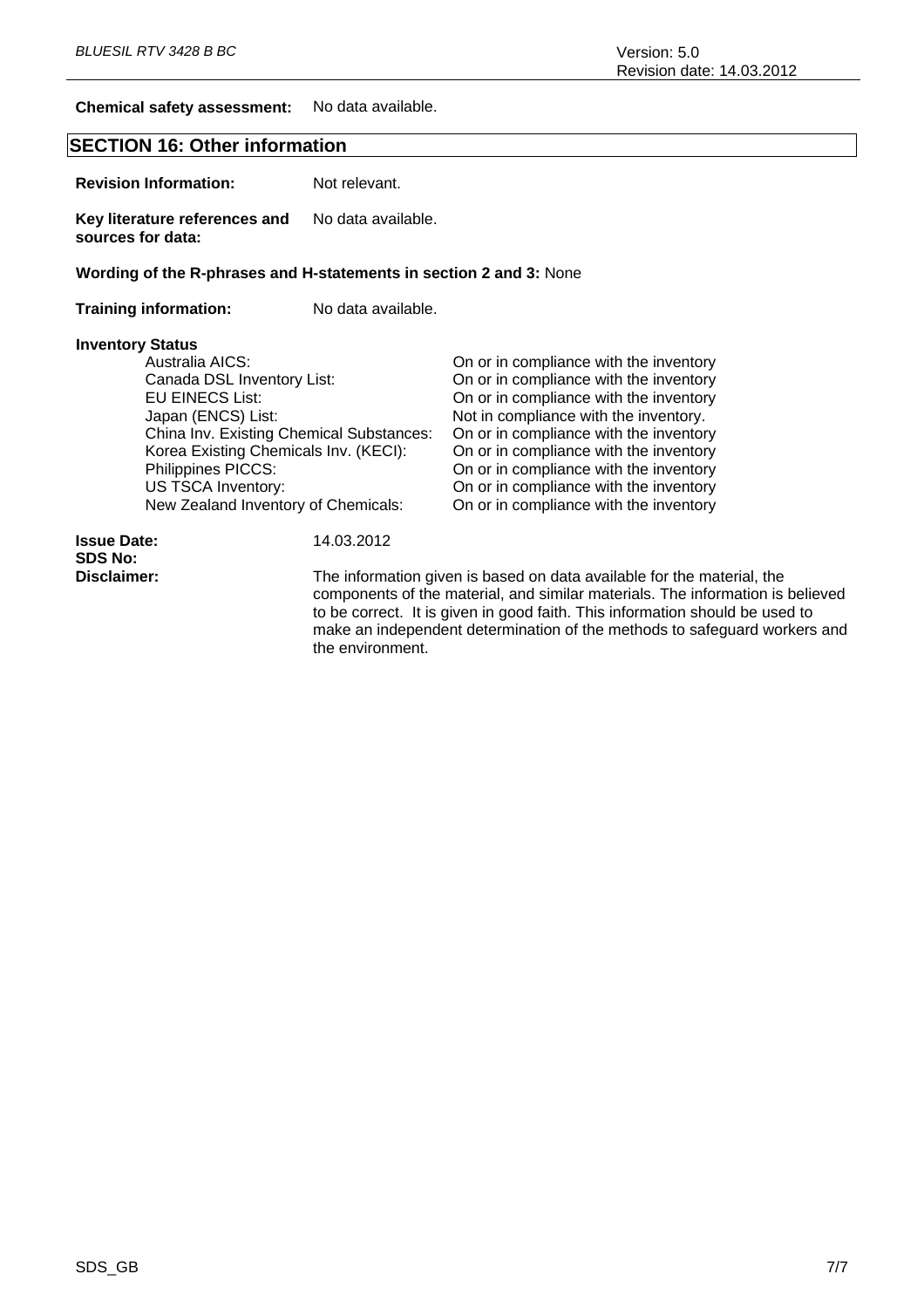**Chemical safety assessment:** No data available.

## SECTION 16: Other information

**Revision Information:** Not relevant.

**Key literature references and sources for data:** No data available.

**Wording of the R-phrases and H-statements in section 2 and 3:** None

**Training information:** No data available.

**Inventory Status**

| | |
|---|---|
| Australia AICS: | On or in compliance with the inventory |
| Canada DSL Inventory List: | On or in compliance with the inventory |
| EU EINECS List: | On or in compliance with the inventory |
| Japan (ENCS) List: | Not in compliance with the inventory. |
| China Inv. Existing Chemical Substances: | On or in compliance with the inventory |
| Korea Existing Chemicals Inv. (KECI): | On or in compliance with the inventory |
| Philippines PICCS: | On or in compliance with the inventory |
| US TSCA Inventory: | On or in compliance with the inventory |
| New Zealand Inventory of Chemicals: | On or in compliance with the inventory |

**Issue Date:** 14.03.2012

**SDS No:**

**Disclaimer:** The information given is based on data available for the material, the components of the material, and similar materials. The information is believed to be correct. It is given in good faith. This information should be used to make an independent determination of the methods to safeguard workers and the environment.